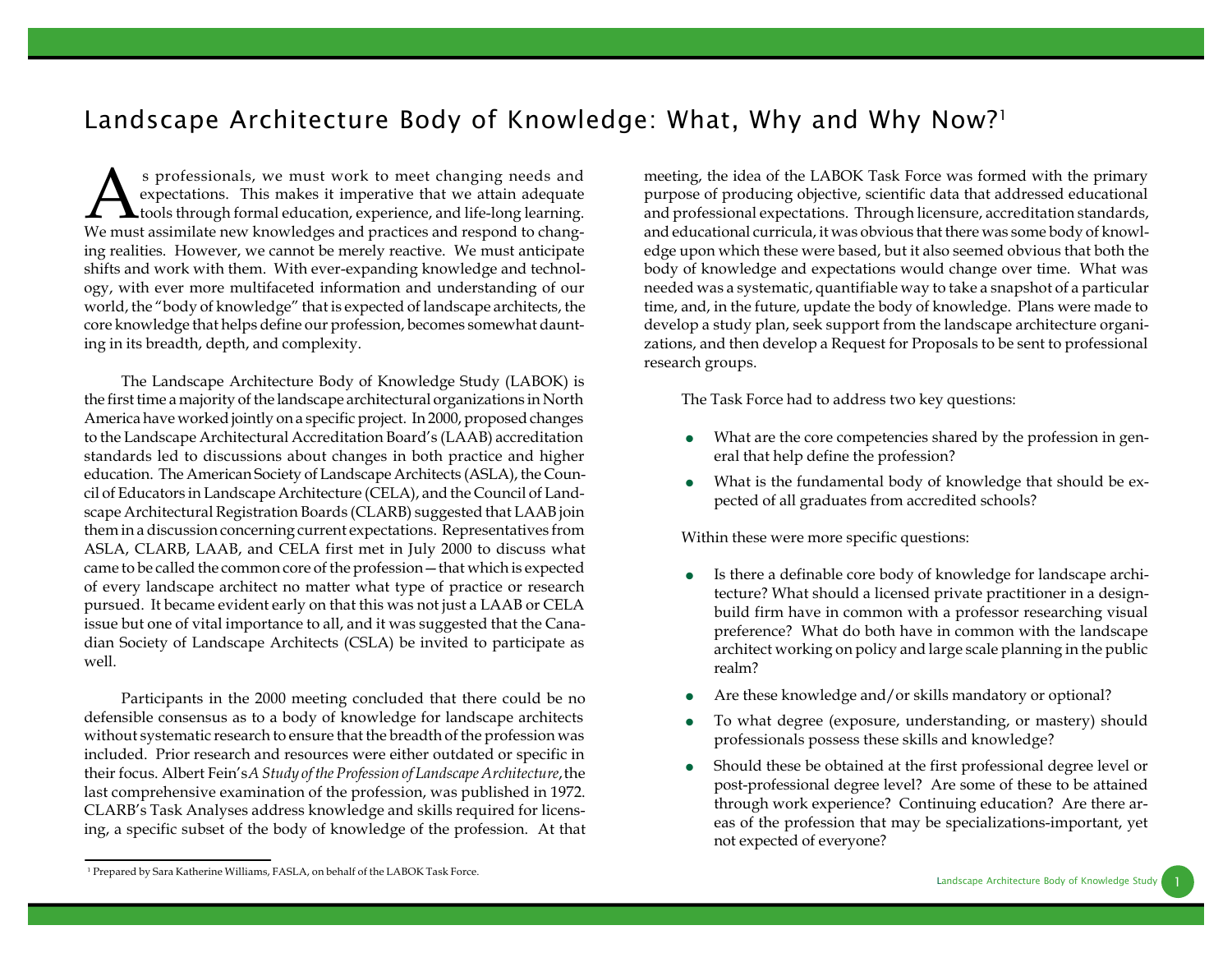# Landscape Architecture Body of Knowledge: What, Why and Why Now?[1]

As professionals, we must work to meet changing needs and expectations. This makes it imperative that we attain adequate tools through formal education, experience, and life-long learning. We must assimilate new knowledges and practices and respond to changing realities. However, we cannot be merely reactive. We must anticipate shifts and work with them. With ever-expanding knowledge and technology, with ever more multifaceted information and understanding of our world, the "body of knowledge" that is expected of landscape architects, the core knowledge that helps define our profession, becomes somewhat daunting in its breadth, depth, and complexity.

The Landscape Architecture Body of Knowledge Study (LABOK) is the first time a majority of the landscape architectural organizations in North America have worked jointly on a specific project. In 2000, proposed changes to the Landscape Architectural Accreditation Board's (LAAB) accreditation standards led to discussions about changes in both practice and higher education. The American Society of Landscape Architects (ASLA), the Council of Educators in Landscape Architecture (CELA), and the Council of Landscape Architectural Registration Boards (CLARB) suggested that LAAB join them in a discussion concerning current expectations. Representatives from ASLA, CLARB, LAAB, and CELA first met in July 2000 to discuss what came to be called the common core of the profession—that which is expected of every landscape architect no matter what type of practice or research pursued. It became evident early on that this was not just a LAAB or CELA issue but one of vital importance to all, and it was suggested that the Canadian Society of Landscape Architects (CSLA) be invited to participate as well.

Participants in the 2000 meeting concluded that there could be no defensible consensus as to a body of knowledge for landscape architects without systematic research to ensure that the breadth of the profession was included. Prior research and resources were either outdated or specific in their focus. Albert Fein's *A Study of the Profession of Landscape Architecture*, the last comprehensive examination of the profession, was published in 1972. CLARB's Task Analyses address knowledge and skills required for licensing, a specific subset of the body of knowledge of the profession. At that meeting, the idea of the LABOK Task Force was formed with the primary purpose of producing objective, scientific data that addressed educational and professional expectations. Through licensure, accreditation standards, and educational curricula, it was obvious that there was some body of knowledge upon which these were based, but it also seemed obvious that both the body of knowledge and expectations would change over time. What was needed was a systematic, quantifiable way to take a snapshot of a particular time, and, in the future, update the body of knowledge. Plans were made to develop a study plan, seek support from the landscape architecture organizations, and then develop a Request for Proposals to be sent to professional research groups.

The Task Force had to address two key questions:

- What are the core competencies shared by the profession in general that help define the profession?
- What is the fundamental body of knowledge that should be expected of all graduates from accredited schools?

Within these were more specific questions:

- Is there a definable core body of knowledge for landscape architecture? What should a licensed private practitioner in a design-build firm have in common with a professor researching visual preference? What do both have in common with the landscape architect working on policy and large scale planning in the public realm?
- Are these knowledge and/or skills mandatory or optional?
- To what degree (exposure, understanding, or mastery) should professionals possess these skills and knowledge?
- Should these be obtained at the first professional degree level or post-professional degree level? Are some of these to be attained through work experience? Continuing education? Are there areas of the profession that may be specializations-important, yet not expected of everyone?

[1] Prepared by Sara Katherine Williams, FASLA, on behalf of the LABOK Task Force.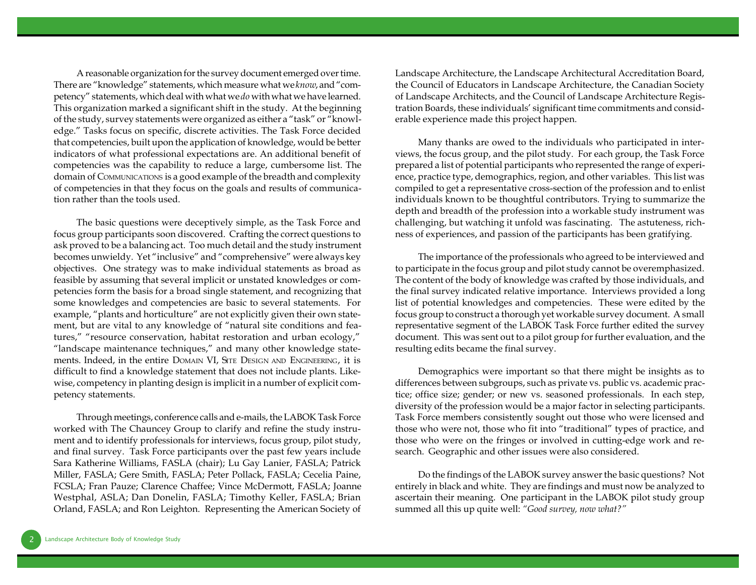A reasonable organization for the survey document emerged over time. There are "knowledge" statements, which measure what we *know*, and "competency" statements, which deal with what we *do* with what we have learned. This organization marked a significant shift in the study. At the beginning of the study, survey statements were organized as either a "task" or "knowledge." Tasks focus on specific, discrete activities. The Task Force decided that competencies, built upon the application of knowledge, would be better indicators of what professional expectations are. An additional benefit of competencies was the capability to reduce a large, cumbersome list. The domain of COMMUNICATIONS is a good example of the breadth and complexity of competencies in that they focus on the goals and results of communication rather than the tools used.

The basic questions were deceptively simple, as the Task Force and focus group participants soon discovered. Crafting the correct questions to ask proved to be a balancing act. Too much detail and the study instrument becomes unwieldy. Yet "inclusive" and "comprehensive" were always key objectives. One strategy was to make individual statements as broad as feasible by assuming that several implicit or unstated knowledges or competencies form the basis for a broad single statement, and recognizing that some knowledges and competencies are basic to several statements. For example, "plants and horticulture" are not explicitly given their own statement, but are vital to any knowledge of "natural site conditions and features," "resource conservation, habitat restoration and urban ecology," "landscape maintenance techniques," and many other knowledge statements. Indeed, in the entire DOMAIN VI, SITE DESIGN AND ENGINEERING, it is difficult to find a knowledge statement that does not include plants. Likewise, competency in planting design is implicit in a number of explicit competency statements.

Through meetings, conference calls and e-mails, the LABOK Task Force worked with The Chauncey Group to clarify and refine the study instrument and to identify professionals for interviews, focus group, pilot study, and final survey. Task Force participants over the past few years include Sara Katherine Williams, FASLA (chair); Lu Gay Lanier, FASLA; Patrick Miller, FASLA; Gere Smith, FASLA; Peter Pollack, FASLA; Cecelia Paine, FCSLA; Fran Pauze; Clarence Chaffee; Vince McDermott, FASLA; Joanne Westphal, ASLA; Dan Donelin, FASLA; Timothy Keller, FASLA; Brian Orland, FASLA; and Ron Leighton. Representing the American Society of Landscape Architecture, the Landscape Architectural Accreditation Board, the Council of Educators in Landscape Architecture, the Canadian Society of Landscape Architects, and the Council of Landscape Architecture Registration Boards, these individuals' significant time commitments and considerable experience made this project happen.

Many thanks are owed to the individuals who participated in interviews, the focus group, and the pilot study. For each group, the Task Force prepared a list of potential participants who represented the range of experience, practice type, demographics, region, and other variables. This list was compiled to get a representative cross-section of the profession and to enlist individuals known to be thoughtful contributors. Trying to summarize the depth and breadth of the profession into a workable study instrument was challenging, but watching it unfold was fascinating. The astuteness, richness of experiences, and passion of the participants has been gratifying.

The importance of the professionals who agreed to be interviewed and to participate in the focus group and pilot study cannot be overemphasized. The content of the body of knowledge was crafted by those individuals, and the final survey indicated relative importance. Interviews provided a long list of potential knowledges and competencies. These were edited by the focus group to construct a thorough yet workable survey document. A small representative segment of the LABOK Task Force further edited the survey document. This was sent out to a pilot group for further evaluation, and the resulting edits became the final survey.

Demographics were important so that there might be insights as to differences between subgroups, such as private vs. public vs. academic practice; office size; gender; or new vs. seasoned professionals. In each step, diversity of the profession would be a major factor in selecting participants. Task Force members consistently sought out those who were licensed and those who were not, those who fit into "traditional" types of practice, and those who were on the fringes or involved in cutting-edge work and research. Geographic and other issues were also considered.

Do the findings of the LABOK survey answer the basic questions? Not entirely in black and white. They are findings and must now be analyzed to ascertain their meaning. One participant in the LABOK pilot study group summed all this up quite well: *"Good survey, now what?"*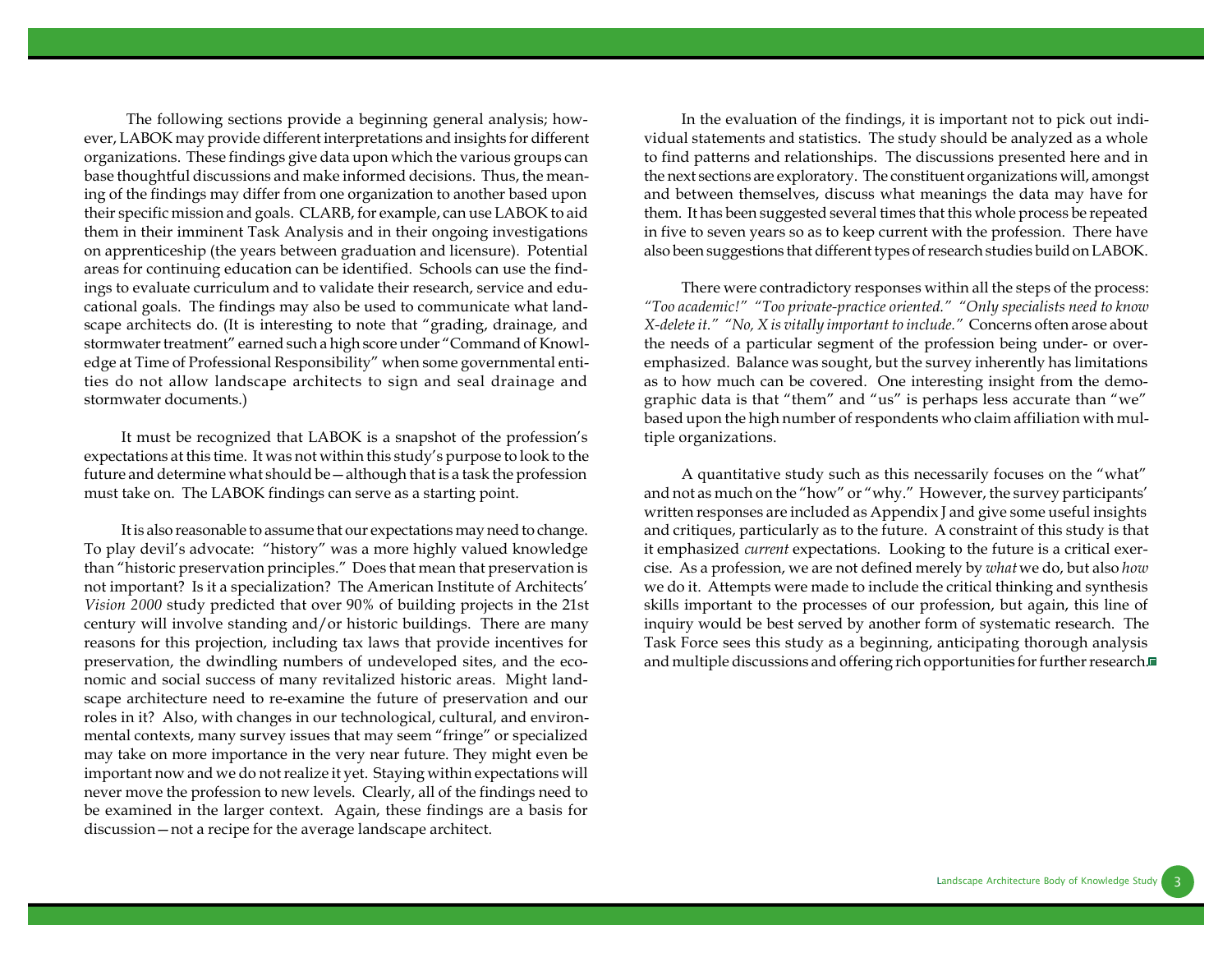The following sections provide a beginning general analysis; however, LABOK may provide different interpretations and insights for different organizations. These findings give data upon which the various groups can base thoughtful discussions and make informed decisions. Thus, the meaning of the findings may differ from one organization to another based upon their specific mission and goals. CLARB, for example, can use LABOK to aid them in their imminent Task Analysis and in their ongoing investigations on apprenticeship (the years between graduation and licensure). Potential areas for continuing education can be identified. Schools can use the findings to evaluate curriculum and to validate their research, service and educational goals. The findings may also be used to communicate what landscape architects do. (It is interesting to note that "grading, drainage, and stormwater treatment" earned such a high score under "Command of Knowledge at Time of Professional Responsibility" when some governmental entities do not allow landscape architects to sign and seal drainage and stormwater documents.)

It must be recognized that LABOK is a snapshot of the profession's expectations at this time. It was not within this study's purpose to look to the future and determine what should be—although that is a task the profession must take on. The LABOK findings can serve as a starting point.

It is also reasonable to assume that our expectations may need to change. To play devil's advocate: "history" was a more highly valued knowledge than "historic preservation principles." Does that mean that preservation is not important? Is it a specialization? The American Institute of Architects' *Vision 2000* study predicted that over 90% of building projects in the 21st century will involve standing and/or historic buildings. There are many reasons for this projection, including tax laws that provide incentives for preservation, the dwindling numbers of undeveloped sites, and the economic and social success of many revitalized historic areas. Might landscape architecture need to re-examine the future of preservation and our roles in it? Also, with changes in our technological, cultural, and environmental contexts, many survey issues that may seem "fringe" or specialized may take on more importance in the very near future. They might even be important now and we do not realize it yet. Staying within expectations will never move the profession to new levels. Clearly, all of the findings need to be examined in the larger context. Again, these findings are a basis for discussion—not a recipe for the average landscape architect.

In the evaluation of the findings, it is important not to pick out individual statements and statistics. The study should be analyzed as a whole to find patterns and relationships. The discussions presented here and in the next sections are exploratory. The constituent organizations will, amongst and between themselves, discuss what meanings the data may have for them. It has been suggested several times that this whole process be repeated in five to seven years so as to keep current with the profession. There have also been suggestions that different types of research studies build on LABOK.

There were contradictory responses within all the steps of the process: *"Too academic!" "Too private-practice oriented." "Only specialists need to know X-delete it." "No, X is vitally important to include."* Concerns often arose about the needs of a particular segment of the profession being under- or over-emphasized. Balance was sought, but the survey inherently has limitations as to how much can be covered. One interesting insight from the demographic data is that "them" and "us" is perhaps less accurate than "we" based upon the high number of respondents who claim affiliation with multiple organizations.

A quantitative study such as this necessarily focuses on the "what" and not as much on the "how" or "why." However, the survey participants' written responses are included as Appendix J and give some useful insights and critiques, particularly as to the future. A constraint of this study is that it emphasized *current* expectations. Looking to the future is a critical exercise. As a profession, we are not defined merely by *what* we do, but also *how* we do it. Attempts were made to include the critical thinking and synthesis skills important to the processes of our profession, but again, this line of inquiry would be best served by another form of systematic research. The Task Force sees this study as a beginning, anticipating thorough analysis and multiple discussions and offering rich opportunities for further research.